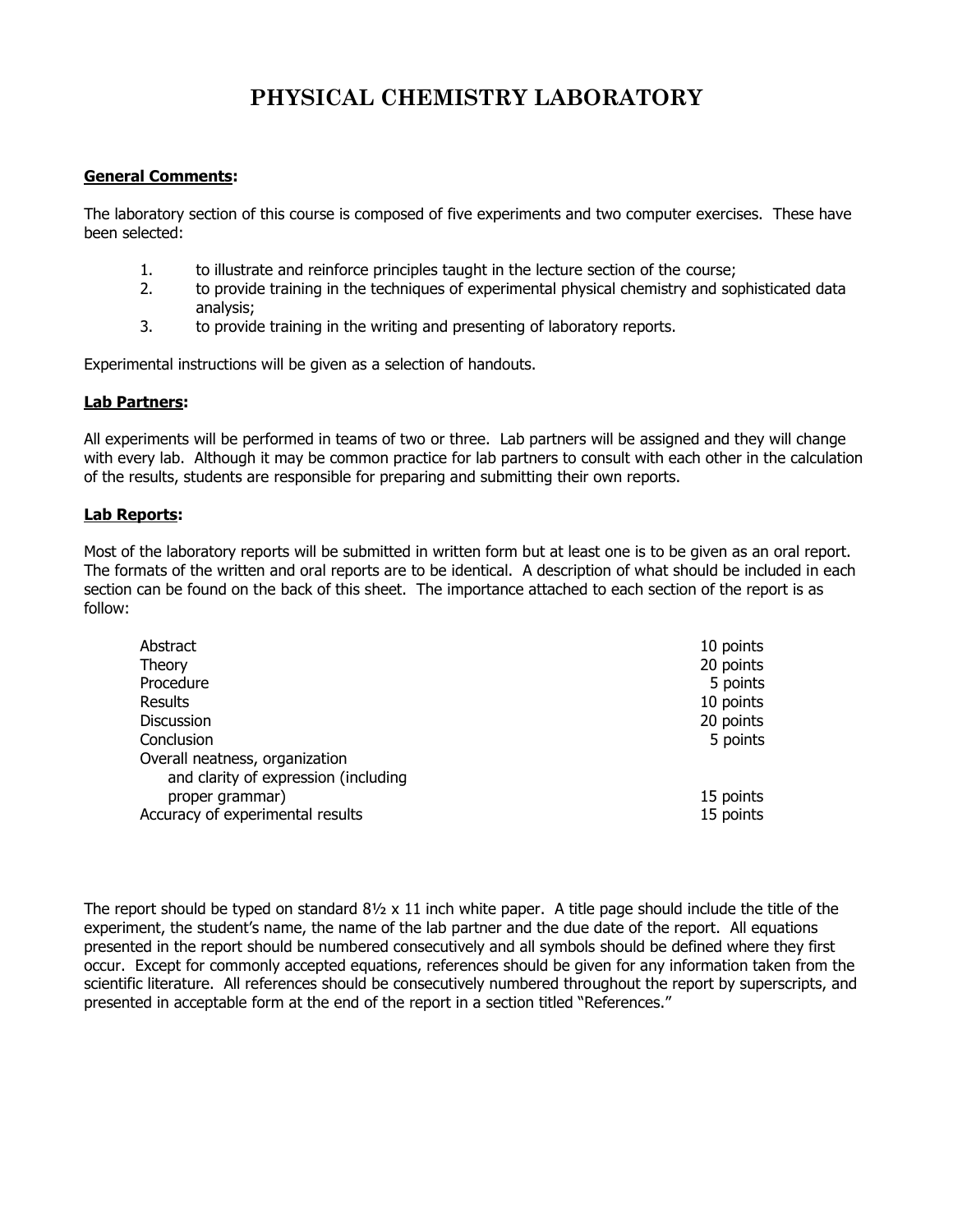# PHYSICAL CHEMISTRY LABORATORY

**General Comments:**

The laboratory section of this course is composed of five experiments and two computer exercises. These have been selected:

1. to illustrate and reinforce principles taught in the lecture section of the course;
2. to provide training in the techniques of experimental physical chemistry and sophisticated data analysis;
3. to provide training in the writing and presenting of laboratory reports.

Experimental instructions will be given as a selection of handouts.

**Lab Partners:**

All experiments will be performed in teams of two or three. Lab partners will be assigned and they will change with every lab. Although it may be common practice for lab partners to consult with each other in the calculation of the results, students are responsible for preparing and submitting their own reports.

**Lab Reports:**

Most of the laboratory reports will be submitted in written form but at least one is to be given as an oral report. The formats of the written and oral reports are to be identical. A description of what should be included in each section can be found on the back of this sheet. The importance attached to each section of the report is as follow:

| Section | Points |
|---|---|
| Abstract | 10 points |
| Theory | 20 points |
| Procedure | 5 points |
| Results | 10 points |
| Discussion | 20 points |
| Conclusion | 5 points |
| Overall neatness, organization and clarity of expression (including proper grammar) | 15 points |
| Accuracy of experimental results | 15 points |

The report should be typed on standard 8½ x 11 inch white paper. A title page should include the title of the experiment, the student's name, the name of the lab partner and the due date of the report. All equations presented in the report should be numbered consecutively and all symbols should be defined where they first occur. Except for commonly accepted equations, references should be given for any information taken from the scientific literature. All references should be consecutively numbered throughout the report by superscripts, and presented in acceptable form at the end of the report in a section titled "References."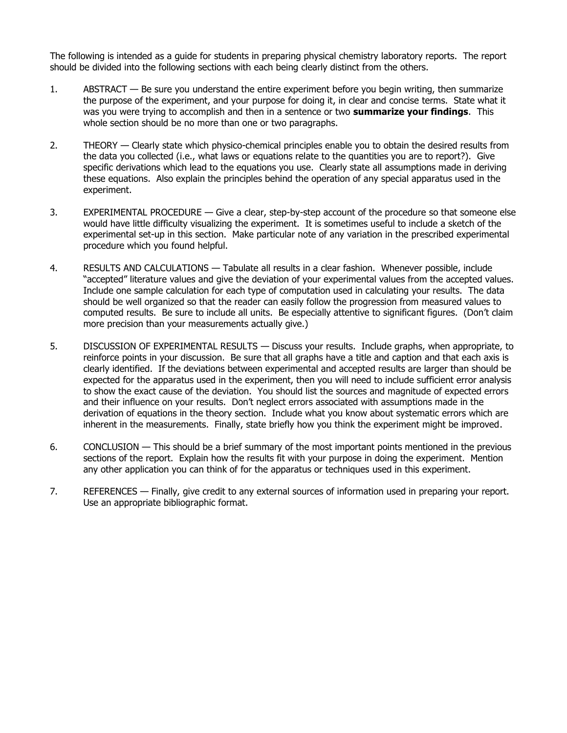The following is intended as a guide for students in preparing physical chemistry laboratory reports. The report should be divided into the following sections with each being clearly distinct from the others.

1. ABSTRACT — Be sure you understand the entire experiment before you begin writing, then summarize the purpose of the experiment, and your purpose for doing it, in clear and concise terms. State what it was you were trying to accomplish and then in a sentence or two **summarize your findings**. This whole section should be no more than one or two paragraphs.

2. THEORY — Clearly state which physico-chemical principles enable you to obtain the desired results from the data you collected (i.e., what laws or equations relate to the quantities you are to report?). Give specific derivations which lead to the equations you use. Clearly state all assumptions made in deriving these equations. Also explain the principles behind the operation of any special apparatus used in the experiment.

3. EXPERIMENTAL PROCEDURE — Give a clear, step-by-step account of the procedure so that someone else would have little difficulty visualizing the experiment. It is sometimes useful to include a sketch of the experimental set-up in this section. Make particular note of any variation in the prescribed experimental procedure which you found helpful.

4. RESULTS AND CALCULATIONS — Tabulate all results in a clear fashion. Whenever possible, include "accepted" literature values and give the deviation of your experimental values from the accepted values. Include one sample calculation for each type of computation used in calculating your results. The data should be well organized so that the reader can easily follow the progression from measured values to computed results. Be sure to include all units. Be especially attentive to significant figures. (Don't claim more precision than your measurements actually give.)

5. DISCUSSION OF EXPERIMENTAL RESULTS — Discuss your results. Include graphs, when appropriate, to reinforce points in your discussion. Be sure that all graphs have a title and caption and that each axis is clearly identified. If the deviations between experimental and accepted results are larger than should be expected for the apparatus used in the experiment, then you will need to include sufficient error analysis to show the exact cause of the deviation. You should list the sources and magnitude of expected errors and their influence on your results. Don't neglect errors associated with assumptions made in the derivation of equations in the theory section. Include what you know about systematic errors which are inherent in the measurements. Finally, state briefly how you think the experiment might be improved.

6. CONCLUSION — This should be a brief summary of the most important points mentioned in the previous sections of the report. Explain how the results fit with your purpose in doing the experiment. Mention any other application you can think of for the apparatus or techniques used in this experiment.

7. REFERENCES — Finally, give credit to any external sources of information used in preparing your report. Use an appropriate bibliographic format.